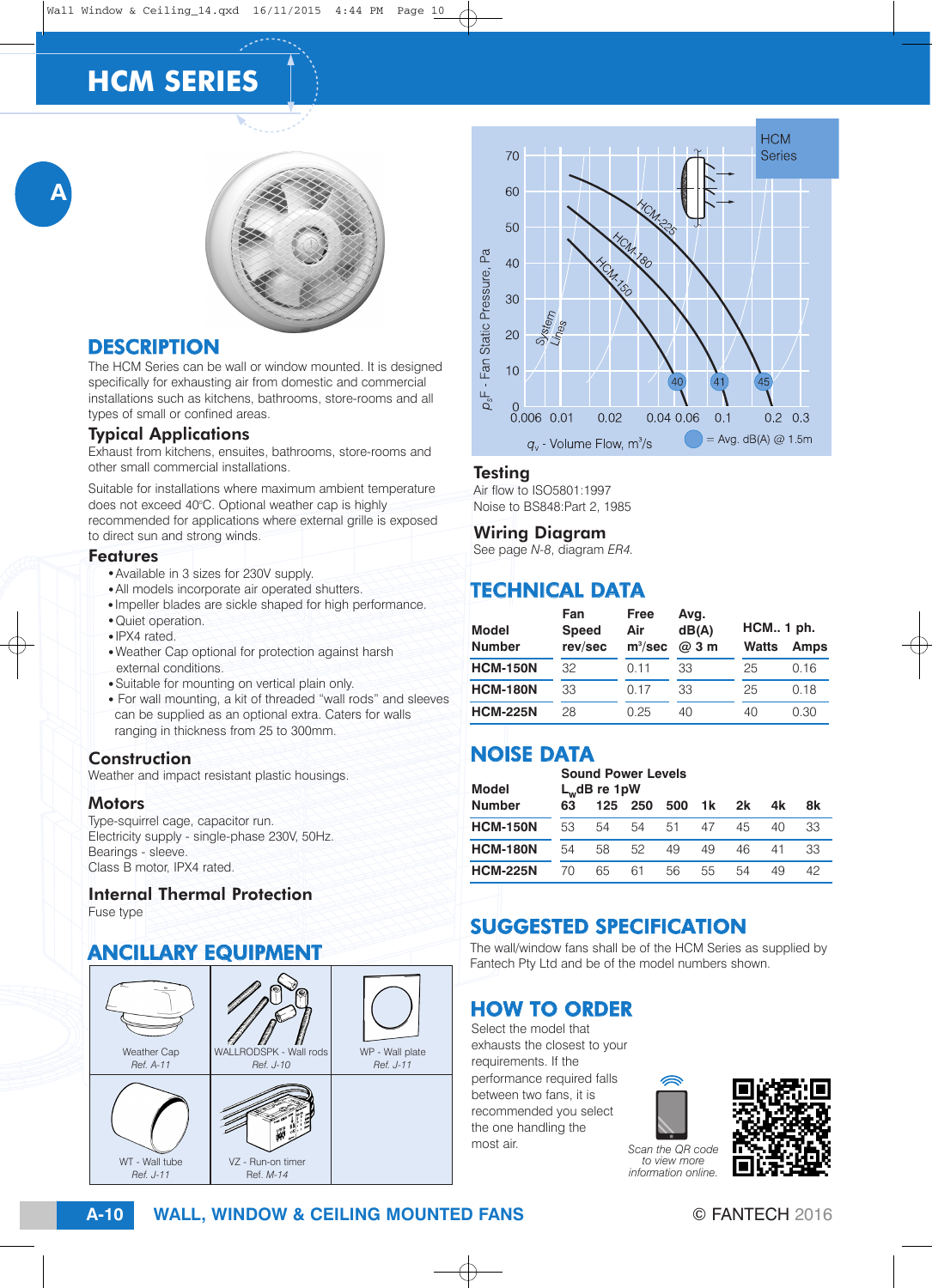# HCM SERIES

## DESCRIPTION

The HCM Series can be wall or window mounted. It is designed specifically for exhausting air from domestic and commercial installations such as kitchens, bathrooms, store-rooms and all types of small or confined areas.

### Typical Applications

Exhaust from kitchens, ensuites, bathrooms, store-rooms and other small commercial installations.

Suitable for installations where maximum ambient temperature does not exceed 40°C. Optional weather cap is highly recommended for applications where external grille is exposed to direct sun and strong winds.

### Features

- Available in 3 sizes for 230V supply.
- All models incorporate air operated shutters.
- Impeller blades are sickle shaped for high performance.
- Quiet operation.
- IPX4 rated.
- Weather Cap optional for protection against harsh external conditions.
- Suitable for mounting on vertical plain only.
- For wall mounting, a kit of threaded "wall rods" and sleeves can be supplied as an optional extra. Caters for walls ranging in thickness from 25 to 300mm.

### Construction

Weather and impact resistant plastic housings.

### Motors

Type-squirrel cage, capacitor run.
Electricity supply - single-phase 230V, 50Hz.
Bearings - sleeve.
Class B motor, IPX4 rated.

### Internal Thermal Protection

Fuse type

## ANCILLARY EQUIPMENT

| | | |
|---|---|---|
| Weather Cap *Ref. A-11* | WALLRODSPK - Wall rods *Ref. J-10* | WP - Wall plate *Ref. J-11* |
| WT - Wall tube *Ref. J-11* | VZ - Run-on timer Ref. M-14 | |

HCM Series

$p_sF$ - Fan Static Pressure, Pa (0–70); $q_v$ - Volume Flow, m³/s (0.006, 0.01, 0.02, 0.04, 0.06, 0.1, 0.2, 0.3). Curves: HCM-150 (40), HCM-180 (41), HCM-225 (45); System Lines. ● = Avg. dB(A) @ 1.5m

### Testing

Air flow to ISO5801:1997
Noise to BS848:Part 2, 1985

### Wiring Diagram

See page *N-8*, diagram *ER4*.

## TECHNICAL DATA

| Model Number | Fan Speed rev/sec | Free Air m³/sec | Avg. dB(A) @ 3 m | HCM.. 1 ph. Watts | Amps |
|---|---|---|---|---|---|
| **HCM-150N** | 32 | 0.11 | 33 | 25 | 0.16 |
| **HCM-180N** | 33 | 0.17 | 33 | 25 | 0.18 |
| **HCM-225N** | 28 | 0.25 | 40 | 40 | 0.30 |

## NOISE DATA

| Model Number | Sound Power Levels $L_w$dB re 1pW 63 | 125 | 250 | 500 | 1k | 2k | 4k | 8k |
|---|---|---|---|---|---|---|---|---|
| **HCM-150N** | 53 | 54 | 54 | 51 | 47 | 45 | 40 | 33 |
| **HCM-180N** | 54 | 58 | 52 | 49 | 49 | 46 | 41 | 33 |
| **HCM-225N** | 70 | 65 | 61 | 56 | 55 | 54 | 49 | 42 |

## SUGGESTED SPECIFICATION

The wall/window fans shall be of the HCM Series as supplied by Fantech Pty Ltd and be of the model numbers shown.

## HOW TO ORDER

Select the model that exhausts the closest to your requirements. If the performance required falls between two fans, it is recommended you select the one handling the most air.

*Scan the QR code to view more information online.*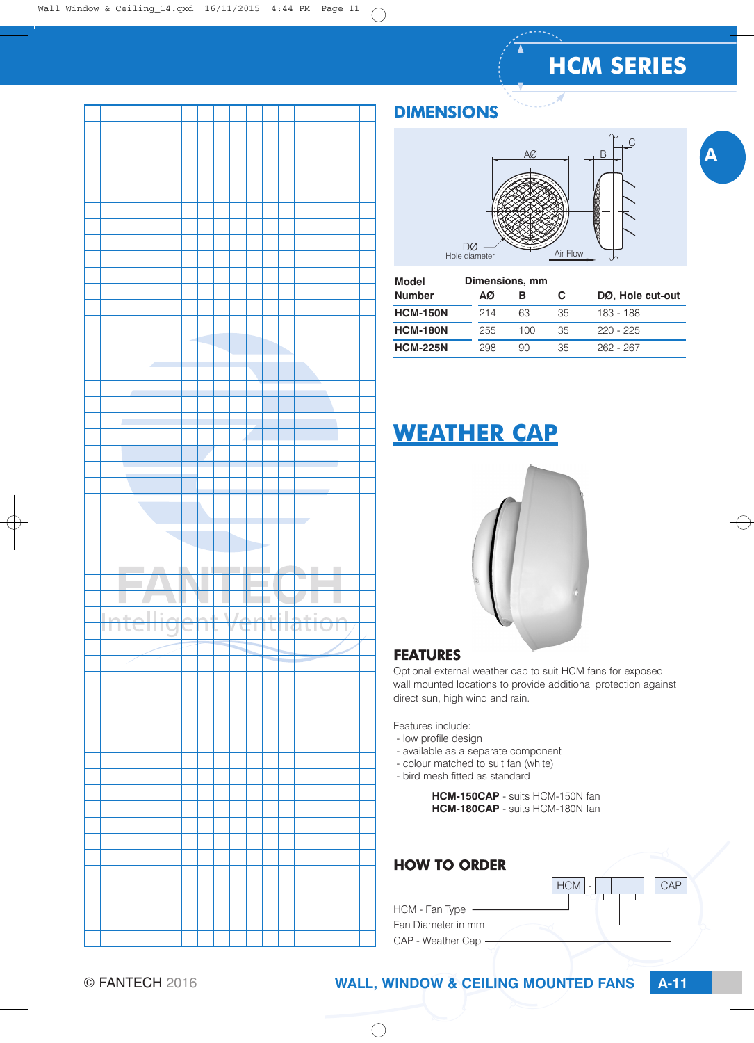## HCM SERIES

## DIMENSIONS

AØ
B
C
DØ
Hole diameter
Air Flow

| Model Number | Dimensions, mm AØ | B | C | DØ, Hole cut-out |
|---|---|---|---|---|
| HCM-150N | 214 | 63 | 35 | 183 - 188 |
| HCM-180N | 255 | 100 | 35 | 220 - 225 |
| HCM-225N | 298 | 90 | 35 | 262 - 267 |

## WEATHER CAP

### FEATURES

Optional external weather cap to suit HCM fans for exposed wall mounted locations to provide additional protection against direct sun, high wind and rain.

Features include:
- low profile design
- available as a separate component
- colour matched to suit fan (white)
- bird mesh fitted as standard

**HCM-150CAP** - suits HCM-150N fan
**HCM-180CAP** - suits HCM-180N fan

### HOW TO ORDER

HCM - [ ][ ][ ] CAP

HCM - Fan Type
Fan Diameter in mm
CAP - Weather Cap

© FANTECH 2016

WALL, WINDOW & CEILING MOUNTED FANS